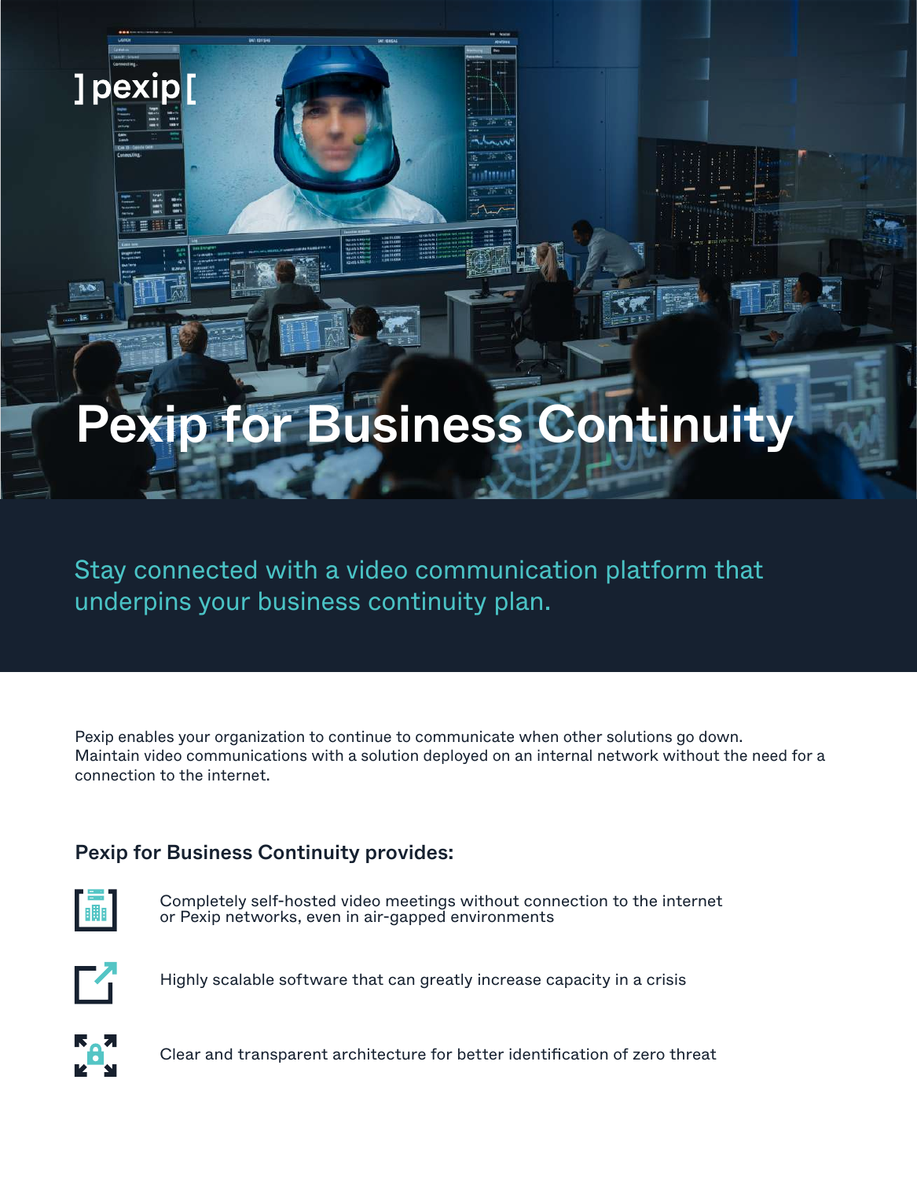]pexip[

# Pexip for Business Continuity

Stay connected with a video communication platform that underpins your business continuity plan.

Pexip enables your organization to continue to communicate when other solutions go down. Maintain video communications with a solution deployed on an internal network without the need for a connection to the internet.

## Pexip for Business Continuity provides:

- Completely self-hosted video meetings without connection to the internet or Pexip networks, even in air-gapped environments
- Highly scalable software that can greatly increase capacity in a crisis
- Clear and transparent architecture for better identification of zero threat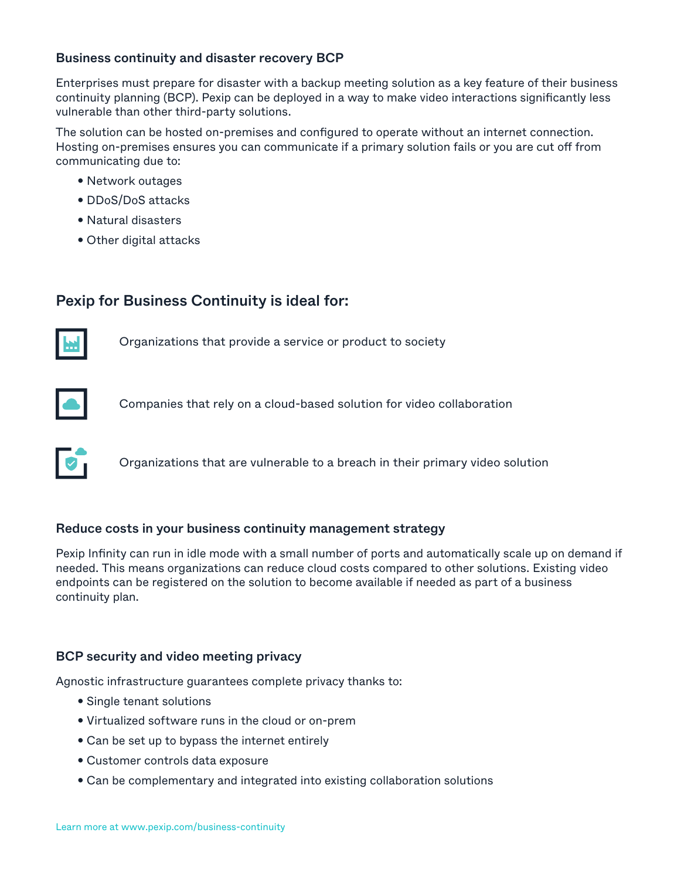### Business continuity and disaster recovery BCP

Enterprises must prepare for disaster with a backup meeting solution as a key feature of their business continuity planning (BCP). Pexip can be deployed in a way to make video interactions significantly less vulnerable than other third-party solutions.

The solution can be hosted on-premises and configured to operate without an internet connection. Hosting on-premises ensures you can communicate if a primary solution fails or you are cut off from communicating due to:

- Network outages
- DDoS/DoS attacks
- Natural disasters
- Other digital attacks

## Pexip for Business Continuity is ideal for:

- Organizations that provide a service or product to society
- Companies that rely on a cloud-based solution for video collaboration
- Organizations that are vulnerable to a breach in their primary video solution

### Reduce costs in your business continuity management strategy

Pexip Infinity can run in idle mode with a small number of ports and automatically scale up on demand if needed. This means organizations can reduce cloud costs compared to other solutions. Existing video endpoints can be registered on the solution to become available if needed as part of a business continuity plan.

### BCP security and video meeting privacy

Agnostic infrastructure guarantees complete privacy thanks to:

- Single tenant solutions
- Virtualized software runs in the cloud or on-prem
- Can be set up to bypass the internet entirely
- Customer controls data exposure
- Can be complementary and integrated into existing collaboration solutions

Learn more at www.pexip.com/business-continuity